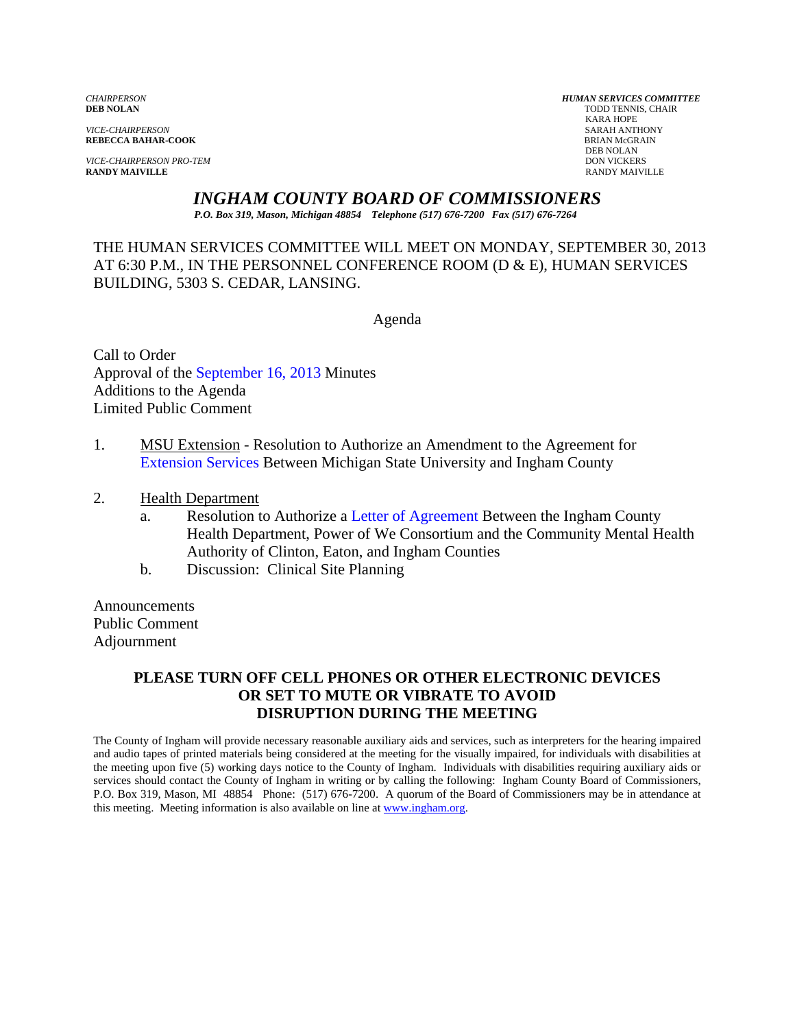*CHAIRPERSON*
**DEB NOLAN**

*VICE-CHAIRPERSON*
**REBECCA BAHAR-COOK**

*VICE-CHAIRPERSON PRO-TEM*
**RANDY MAIVILLE**

***HUMAN SERVICES COMMITTEE***
TODD TENNIS, CHAIR
KARA HOPE
SARAH ANTHONY
BRIAN McGRAIN
DEB NOLAN
DON VICKERS
RANDY MAIVILLE

# *INGHAM COUNTY BOARD OF COMMISSIONERS*

***P.O. Box 319, Mason, Michigan 48854 Telephone (517) 676-7200 Fax (517) 676-7264***

THE HUMAN SERVICES COMMITTEE WILL MEET ON MONDAY, SEPTEMBER 30, 2013 AT 6:30 P.M., IN THE PERSONNEL CONFERENCE ROOM (D & E), HUMAN SERVICES BUILDING, 5303 S. CEDAR, LANSING.

Agenda

Call to Order
Approval of the September 16, 2013 Minutes
Additions to the Agenda
Limited Public Comment

1. MSU Extension - Resolution to Authorize an Amendment to the Agreement for Extension Services Between Michigan State University and Ingham County

2. Health Department
   a. Resolution to Authorize a Letter of Agreement Between the Ingham County Health Department, Power of We Consortium and the Community Mental Health Authority of Clinton, Eaton, and Ingham Counties
   b. Discussion: Clinical Site Planning

Announcements
Public Comment
Adjournment

**PLEASE TURN OFF CELL PHONES OR OTHER ELECTRONIC DEVICES OR SET TO MUTE OR VIBRATE TO AVOID DISRUPTION DURING THE MEETING**

The County of Ingham will provide necessary reasonable auxiliary aids and services, such as interpreters for the hearing impaired and audio tapes of printed materials being considered at the meeting for the visually impaired, for individuals with disabilities at the meeting upon five (5) working days notice to the County of Ingham. Individuals with disabilities requiring auxiliary aids or services should contact the County of Ingham in writing or by calling the following: Ingham County Board of Commissioners, P.O. Box 319, Mason, MI 48854 Phone: (517) 676-7200. A quorum of the Board of Commissioners may be in attendance at this meeting. Meeting information is also available on line at www.ingham.org.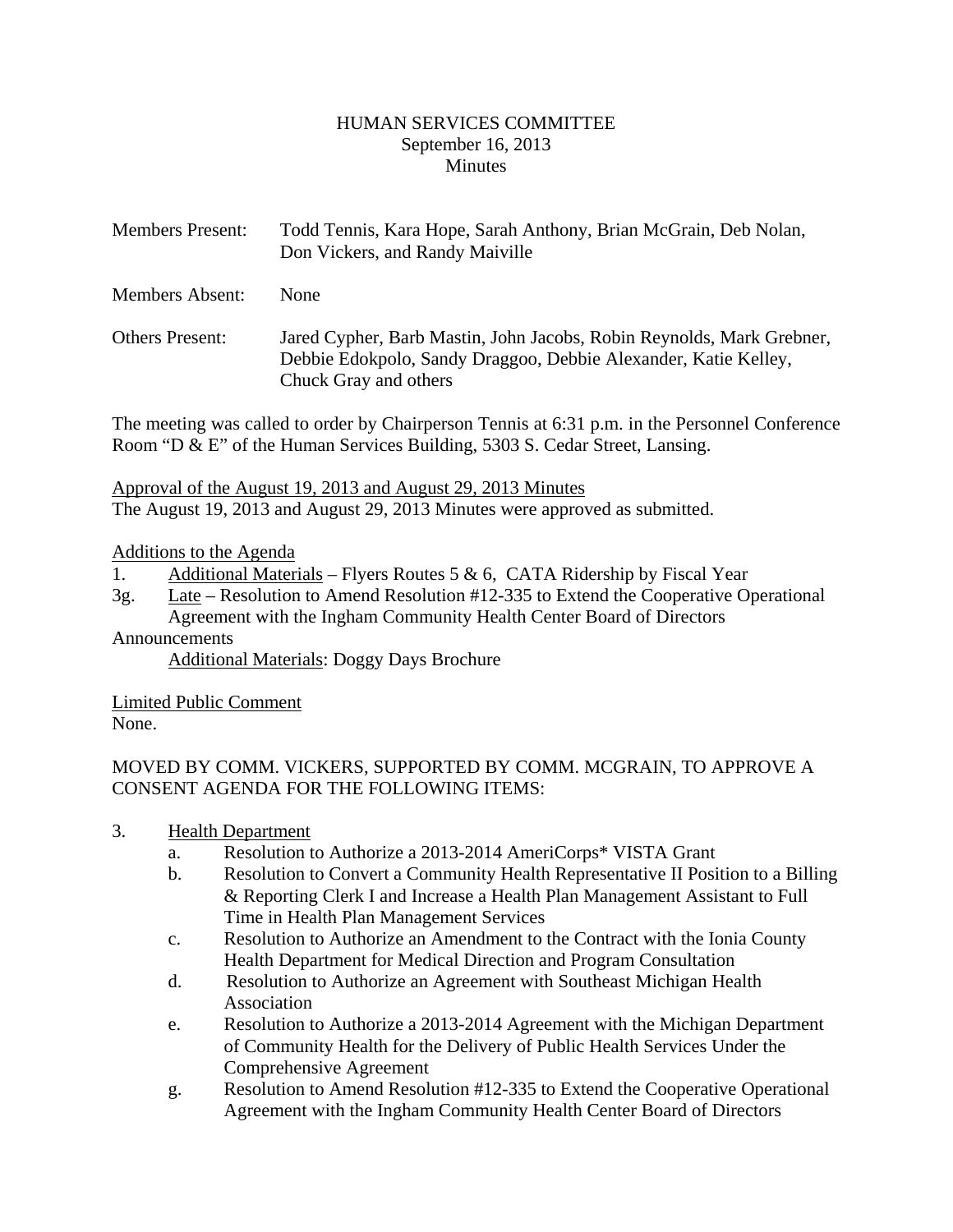HUMAN SERVICES COMMITTEE
September 16, 2013
Minutes

Members Present: Todd Tennis, Kara Hope, Sarah Anthony, Brian McGrain, Deb Nolan, Don Vickers, and Randy Maiville

Members Absent: None

Others Present: Jared Cypher, Barb Mastin, John Jacobs, Robin Reynolds, Mark Grebner, Debbie Edokpolo, Sandy Draggoo, Debbie Alexander, Katie Kelley, Chuck Gray and others

The meeting was called to order by Chairperson Tennis at 6:31 p.m. in the Personnel Conference Room "D & E" of the Human Services Building, 5303 S. Cedar Street, Lansing.

Approval of the August 19, 2013 and August 29, 2013 Minutes
The August 19, 2013 and August 29, 2013 Minutes were approved as submitted.

Additions to the Agenda
1. Additional Materials – Flyers Routes 5 & 6, CATA Ridership by Fiscal Year
3g. Late – Resolution to Amend Resolution #12-335 to Extend the Cooperative Operational Agreement with the Ingham Community Health Center Board of Directors

Announcements
Additional Materials: Doggy Days Brochure

Limited Public Comment
None.

MOVED BY COMM. VICKERS, SUPPORTED BY COMM. MCGRAIN, TO APPROVE A CONSENT AGENDA FOR THE FOLLOWING ITEMS:

3. Health Department
   a. Resolution to Authorize a 2013-2014 AmeriCorps* VISTA Grant
   b. Resolution to Convert a Community Health Representative II Position to a Billing & Reporting Clerk I and Increase a Health Plan Management Assistant to Full Time in Health Plan Management Services
   c. Resolution to Authorize an Amendment to the Contract with the Ionia County Health Department for Medical Direction and Program Consultation
   d. Resolution to Authorize an Agreement with Southeast Michigan Health Association
   e. Resolution to Authorize a 2013-2014 Agreement with the Michigan Department of Community Health for the Delivery of Public Health Services Under the Comprehensive Agreement
   g. Resolution to Amend Resolution #12-335 to Extend the Cooperative Operational Agreement with the Ingham Community Health Center Board of Directors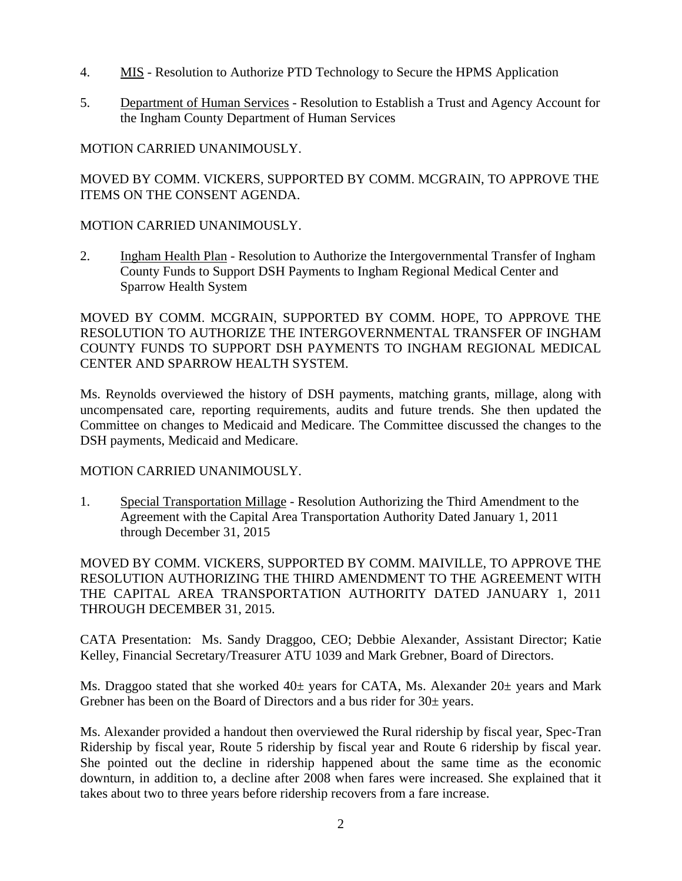4. <u>MIS</u> - Resolution to Authorize PTD Technology to Secure the HPMS Application

5. <u>Department of Human Services</u> - Resolution to Establish a Trust and Agency Account for the Ingham County Department of Human Services

MOTION CARRIED UNANIMOUSLY.

MOVED BY COMM. VICKERS, SUPPORTED BY COMM. MCGRAIN, TO APPROVE THE ITEMS ON THE CONSENT AGENDA.

MOTION CARRIED UNANIMOUSLY.

2. <u>Ingham Health Plan</u> - Resolution to Authorize the Intergovernmental Transfer of Ingham County Funds to Support DSH Payments to Ingham Regional Medical Center and Sparrow Health System

MOVED BY COMM. MCGRAIN, SUPPORTED BY COMM. HOPE, TO APPROVE THE RESOLUTION TO AUTHORIZE THE INTERGOVERNMENTAL TRANSFER OF INGHAM COUNTY FUNDS TO SUPPORT DSH PAYMENTS TO INGHAM REGIONAL MEDICAL CENTER AND SPARROW HEALTH SYSTEM.

Ms. Reynolds overviewed the history of DSH payments, matching grants, millage, along with uncompensated care, reporting requirements, audits and future trends. She then updated the Committee on changes to Medicaid and Medicare. The Committee discussed the changes to the DSH payments, Medicaid and Medicare.

MOTION CARRIED UNANIMOUSLY.

1. <u>Special Transportation Millage</u> - Resolution Authorizing the Third Amendment to the Agreement with the Capital Area Transportation Authority Dated January 1, 2011 through December 31, 2015

MOVED BY COMM. VICKERS, SUPPORTED BY COMM. MAIVILLE, TO APPROVE THE RESOLUTION AUTHORIZING THE THIRD AMENDMENT TO THE AGREEMENT WITH THE CAPITAL AREA TRANSPORTATION AUTHORITY DATED JANUARY 1, 2011 THROUGH DECEMBER 31, 2015.

CATA Presentation: Ms. Sandy Draggoo, CEO; Debbie Alexander, Assistant Director; Katie Kelley, Financial Secretary/Treasurer ATU 1039 and Mark Grebner, Board of Directors.

Ms. Draggoo stated that she worked 40± years for CATA, Ms. Alexander 20± years and Mark Grebner has been on the Board of Directors and a bus rider for 30± years.

Ms. Alexander provided a handout then overviewed the Rural ridership by fiscal year, Spec-Tran Ridership by fiscal year, Route 5 ridership by fiscal year and Route 6 ridership by fiscal year. She pointed out the decline in ridership happened about the same time as the economic downturn, in addition to, a decline after 2008 when fares were increased. She explained that it takes about two to three years before ridership recovers from a fare increase.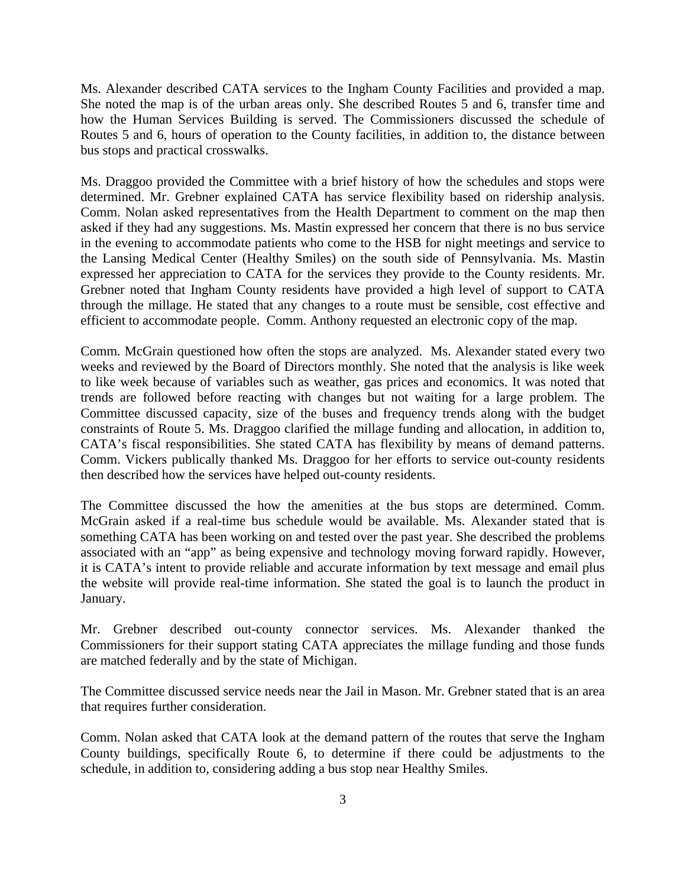Ms. Alexander described CATA services to the Ingham County Facilities and provided a map. She noted the map is of the urban areas only. She described Routes 5 and 6, transfer time and how the Human Services Building is served. The Commissioners discussed the schedule of Routes 5 and 6, hours of operation to the County facilities, in addition to, the distance between bus stops and practical crosswalks.

Ms. Draggoo provided the Committee with a brief history of how the schedules and stops were determined. Mr. Grebner explained CATA has service flexibility based on ridership analysis. Comm. Nolan asked representatives from the Health Department to comment on the map then asked if they had any suggestions. Ms. Mastin expressed her concern that there is no bus service in the evening to accommodate patients who come to the HSB for night meetings and service to the Lansing Medical Center (Healthy Smiles) on the south side of Pennsylvania. Ms. Mastin expressed her appreciation to CATA for the services they provide to the County residents. Mr. Grebner noted that Ingham County residents have provided a high level of support to CATA through the millage. He stated that any changes to a route must be sensible, cost effective and efficient to accommodate people. Comm. Anthony requested an electronic copy of the map.

Comm. McGrain questioned how often the stops are analyzed. Ms. Alexander stated every two weeks and reviewed by the Board of Directors monthly. She noted that the analysis is like week to like week because of variables such as weather, gas prices and economics. It was noted that trends are followed before reacting with changes but not waiting for a large problem. The Committee discussed capacity, size of the buses and frequency trends along with the budget constraints of Route 5. Ms. Draggoo clarified the millage funding and allocation, in addition to, CATA's fiscal responsibilities. She stated CATA has flexibility by means of demand patterns. Comm. Vickers publically thanked Ms. Draggoo for her efforts to service out-county residents then described how the services have helped out-county residents.

The Committee discussed the how the amenities at the bus stops are determined. Comm. McGrain asked if a real-time bus schedule would be available. Ms. Alexander stated that is something CATA has been working on and tested over the past year. She described the problems associated with an "app" as being expensive and technology moving forward rapidly. However, it is CATA's intent to provide reliable and accurate information by text message and email plus the website will provide real-time information. She stated the goal is to launch the product in January.

Mr. Grebner described out-county connector services. Ms. Alexander thanked the Commissioners for their support stating CATA appreciates the millage funding and those funds are matched federally and by the state of Michigan.

The Committee discussed service needs near the Jail in Mason. Mr. Grebner stated that is an area that requires further consideration.

Comm. Nolan asked that CATA look at the demand pattern of the routes that serve the Ingham County buildings, specifically Route 6, to determine if there could be adjustments to the schedule, in addition to, considering adding a bus stop near Healthy Smiles.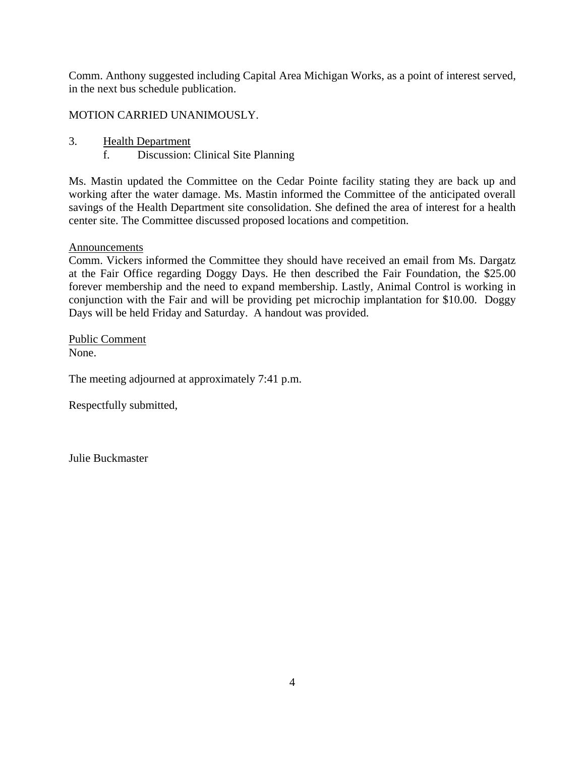Comm. Anthony suggested including Capital Area Michigan Works, as a point of interest served, in the next bus schedule publication.

MOTION CARRIED UNANIMOUSLY.

3. Health Department
   f. Discussion: Clinical Site Planning

Ms. Mastin updated the Committee on the Cedar Pointe facility stating they are back up and working after the water damage. Ms. Mastin informed the Committee of the anticipated overall savings of the Health Department site consolidation. She defined the area of interest for a health center site. The Committee discussed proposed locations and competition.

Announcements

Comm. Vickers informed the Committee they should have received an email from Ms. Dargatz at the Fair Office regarding Doggy Days. He then described the Fair Foundation, the $25.00 forever membership and the need to expand membership. Lastly, Animal Control is working in conjunction with the Fair and will be providing pet microchip implantation for $10.00. Doggy Days will be held Friday and Saturday. A handout was provided.

Public Comment

None.

The meeting adjourned at approximately 7:41 p.m.

Respectfully submitted,

Julie Buckmaster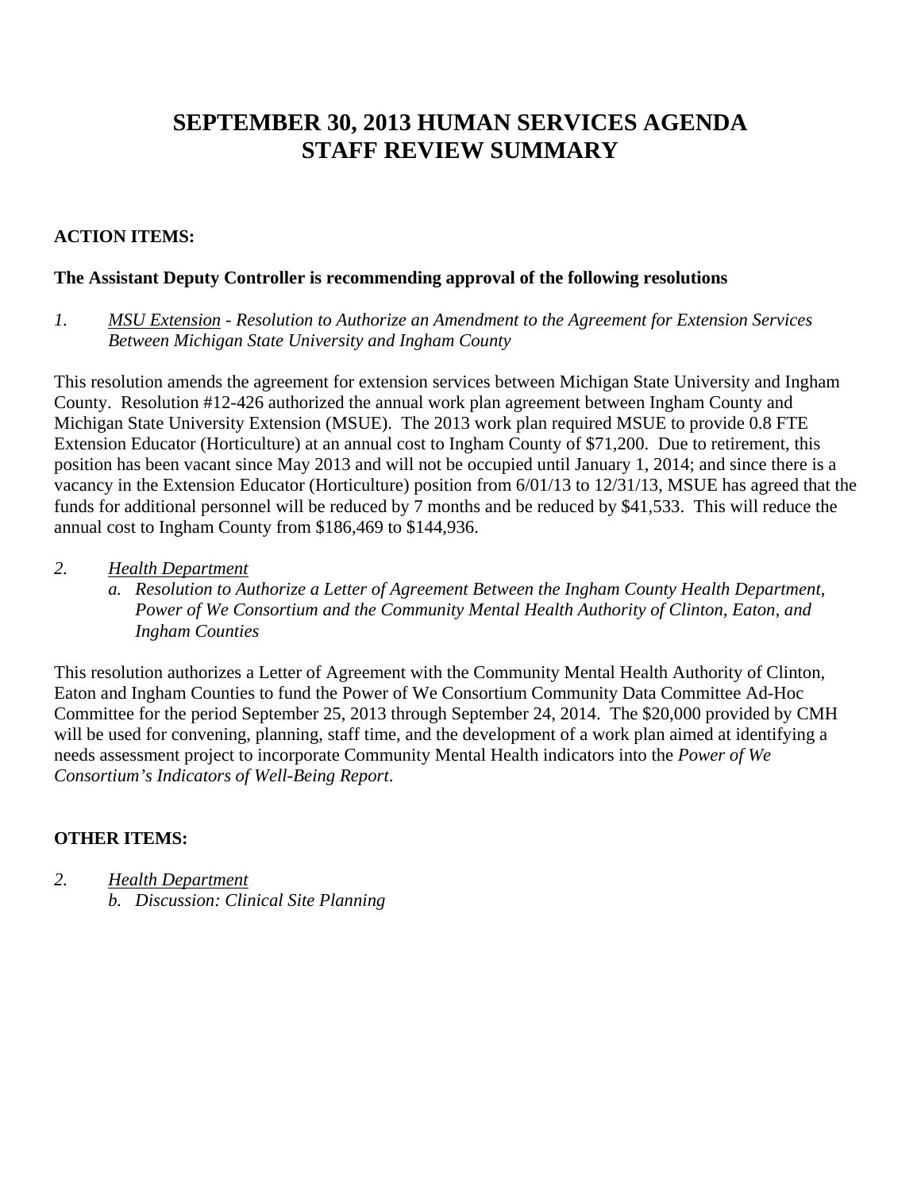# SEPTEMBER 30, 2013 HUMAN SERVICES AGENDA
# STAFF REVIEW SUMMARY

**ACTION ITEMS:**

**The Assistant Deputy Controller is recommending approval of the following resolutions**

*1.* <u>*MSU Extension*</u> *- Resolution to Authorize an Amendment to the Agreement for Extension Services Between Michigan State University and Ingham County*

This resolution amends the agreement for extension services between Michigan State University and Ingham County. Resolution #12-426 authorized the annual work plan agreement between Ingham County and Michigan State University Extension (MSUE). The 2013 work plan required MSUE to provide 0.8 FTE Extension Educator (Horticulture) at an annual cost to Ingham County of $71,200. Due to retirement, this position has been vacant since May 2013 and will not be occupied until January 1, 2014; and since there is a vacancy in the Extension Educator (Horticulture) position from 6/01/13 to 12/31/13, MSUE has agreed that the funds for additional personnel will be reduced by 7 months and be reduced by $41,533. This will reduce the annual cost to Ingham County from $186,469 to $144,936.

*2.* <u>*Health Department*</u>
   *a. Resolution to Authorize a Letter of Agreement Between the Ingham County Health Department, Power of We Consortium and the Community Mental Health Authority of Clinton, Eaton, and Ingham Counties*

This resolution authorizes a Letter of Agreement with the Community Mental Health Authority of Clinton, Eaton and Ingham Counties to fund the Power of We Consortium Community Data Committee Ad-Hoc Committee for the period September 25, 2013 through September 24, 2014. The $20,000 provided by CMH will be used for convening, planning, staff time, and the development of a work plan aimed at identifying a needs assessment project to incorporate Community Mental Health indicators into the *Power of We Consortium's Indicators of Well-Being Report*.

**OTHER ITEMS:**

*2.* <u>*Health Department*</u>
   *b. Discussion: Clinical Site Planning*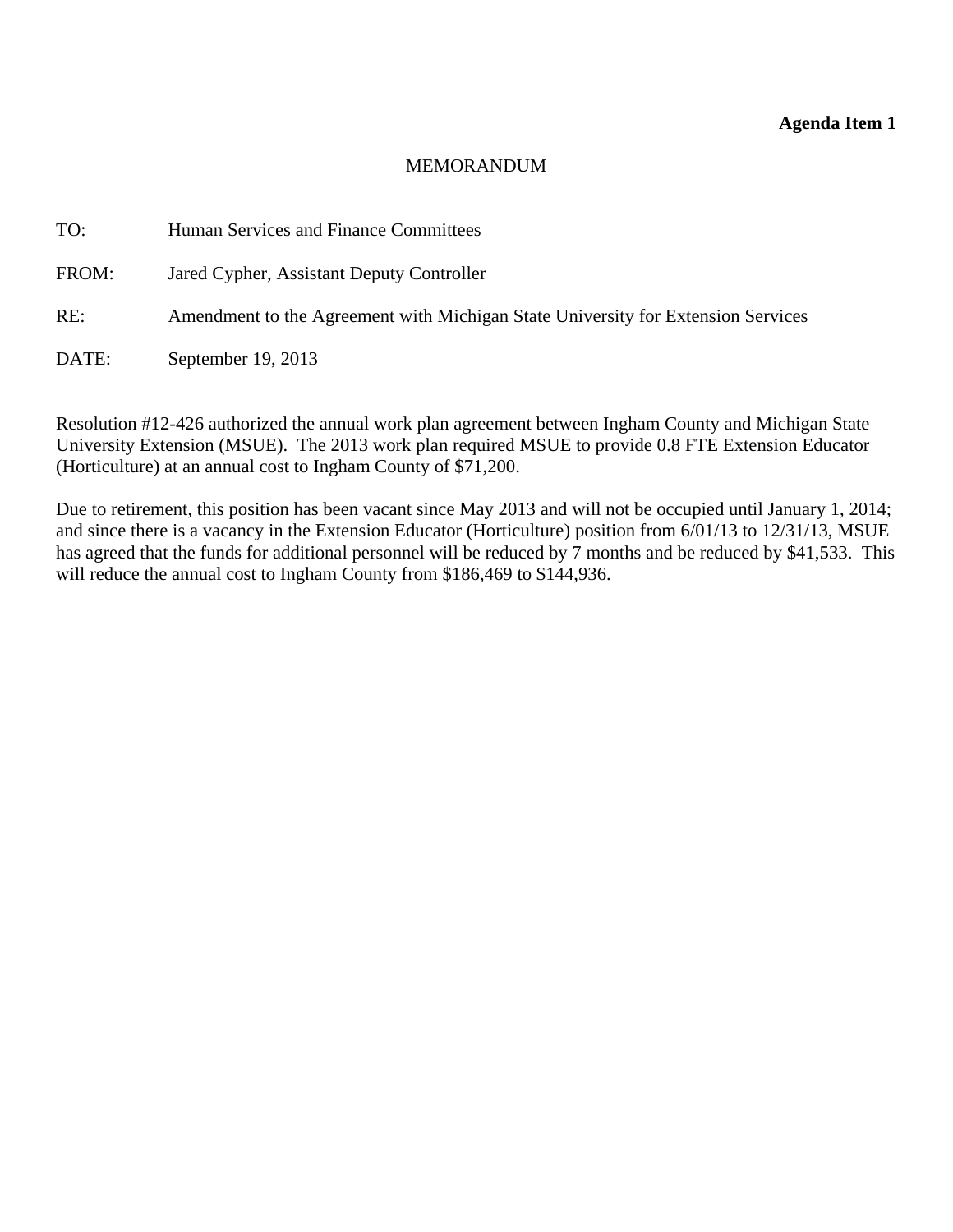**Agenda Item 1**

MEMORANDUM

TO: Human Services and Finance Committees

FROM: Jared Cypher, Assistant Deputy Controller

RE: Amendment to the Agreement with Michigan State University for Extension Services

DATE: September 19, 2013

Resolution #12-426 authorized the annual work plan agreement between Ingham County and Michigan State University Extension (MSUE). The 2013 work plan required MSUE to provide 0.8 FTE Extension Educator (Horticulture) at an annual cost to Ingham County of $71,200.

Due to retirement, this position has been vacant since May 2013 and will not be occupied until January 1, 2014; and since there is a vacancy in the Extension Educator (Horticulture) position from 6/01/13 to 12/31/13, MSUE has agreed that the funds for additional personnel will be reduced by 7 months and be reduced by $41,533. This will reduce the annual cost to Ingham County from $186,469 to $144,936.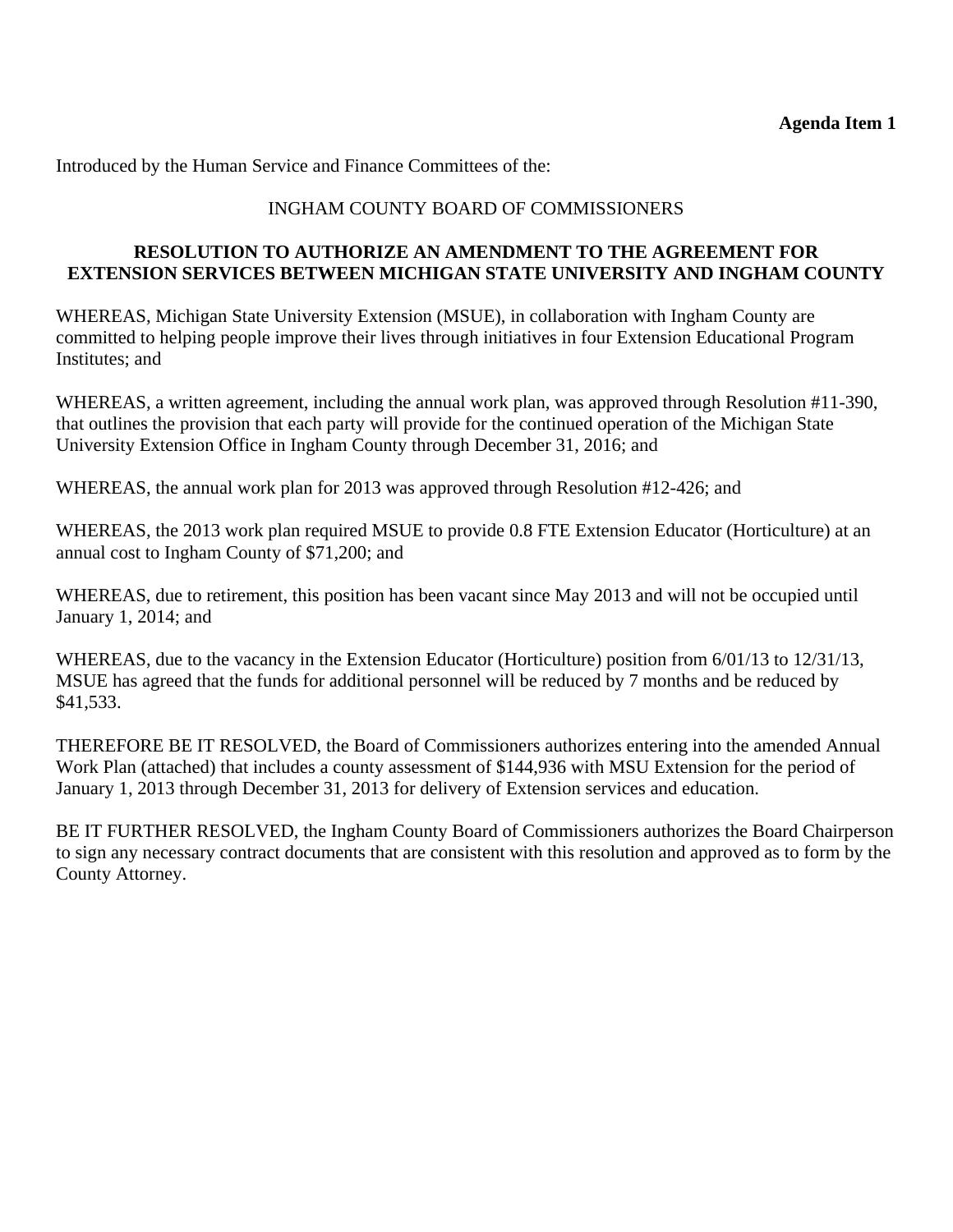**Agenda Item 1**

Introduced by the Human Service and Finance Committees of the:

INGHAM COUNTY BOARD OF COMMISSIONERS

**RESOLUTION TO AUTHORIZE AN AMENDMENT TO THE AGREEMENT FOR EXTENSION SERVICES BETWEEN MICHIGAN STATE UNIVERSITY AND INGHAM COUNTY**

WHEREAS, Michigan State University Extension (MSUE), in collaboration with Ingham County are committed to helping people improve their lives through initiatives in four Extension Educational Program Institutes; and

WHEREAS, a written agreement, including the annual work plan, was approved through Resolution #11-390, that outlines the provision that each party will provide for the continued operation of the Michigan State University Extension Office in Ingham County through December 31, 2016; and

WHEREAS, the annual work plan for 2013 was approved through Resolution #12-426; and

WHEREAS, the 2013 work plan required MSUE to provide 0.8 FTE Extension Educator (Horticulture) at an annual cost to Ingham County of $71,200; and

WHEREAS, due to retirement, this position has been vacant since May 2013 and will not be occupied until January 1, 2014; and

WHEREAS, due to the vacancy in the Extension Educator (Horticulture) position from 6/01/13 to 12/31/13, MSUE has agreed that the funds for additional personnel will be reduced by 7 months and be reduced by $41,533.

THEREFORE BE IT RESOLVED, the Board of Commissioners authorizes entering into the amended Annual Work Plan (attached) that includes a county assessment of $144,936 with MSU Extension for the period of January 1, 2013 through December 31, 2013 for delivery of Extension services and education.

BE IT FURTHER RESOLVED, the Ingham County Board of Commissioners authorizes the Board Chairperson to sign any necessary contract documents that are consistent with this resolution and approved as to form by the County Attorney.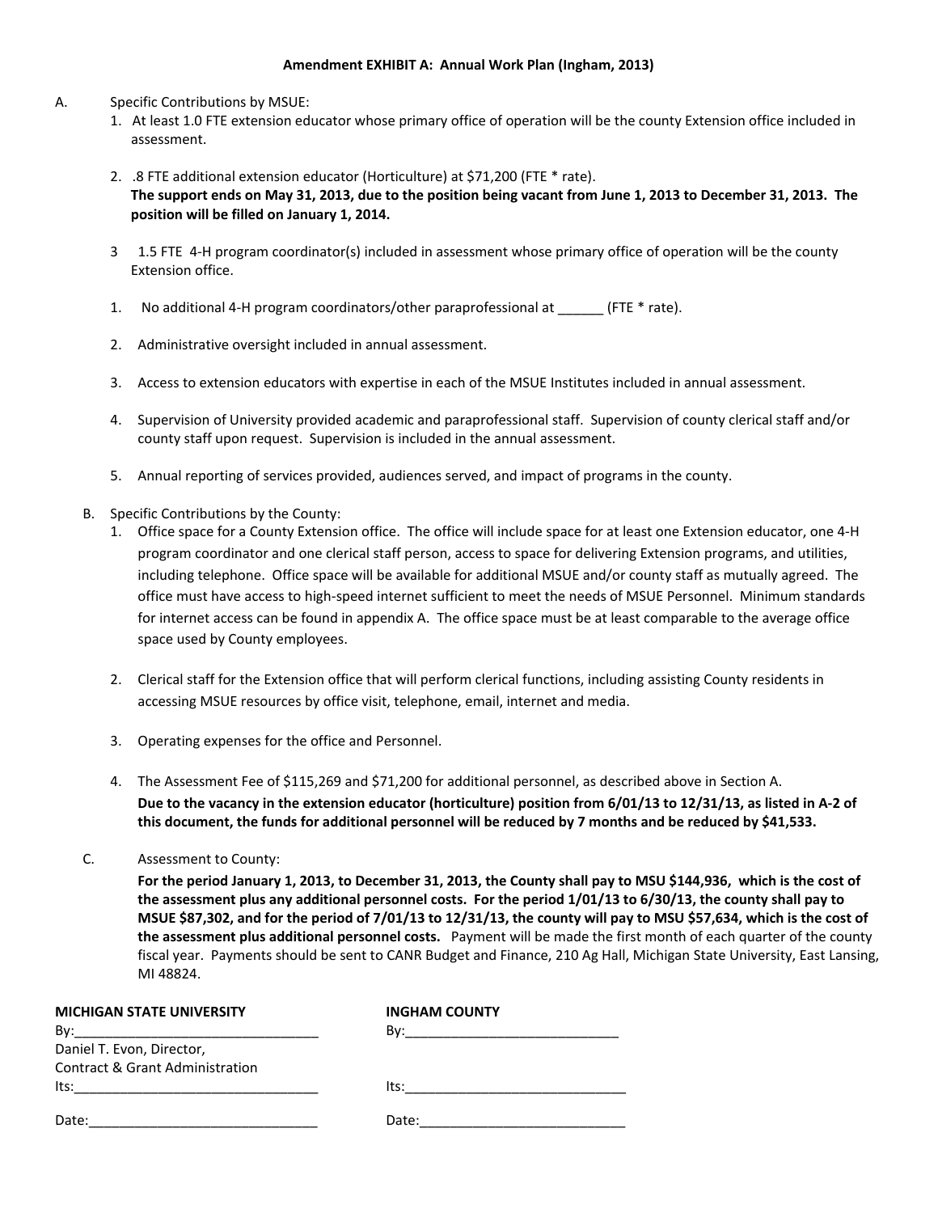**Amendment EXHIBIT A: Annual Work Plan (Ingham, 2013)**

A. Specific Contributions by MSUE:

1. At least 1.0 FTE extension educator whose primary office of operation will be the county Extension office included in assessment.

2. .8 FTE additional extension educator (Horticulture) at $71,200 (FTE * rate).
   **The support ends on May 31, 2013, due to the position being vacant from June 1, 2013 to December 31, 2013. The position will be filled on January 1, 2014.**

3 1.5 FTE 4-H program coordinator(s) included in assessment whose primary office of operation will be the county Extension office.

1. No additional 4-H program coordinators/other paraprofessional at ______ (FTE * rate).

2. Administrative oversight included in annual assessment.

3. Access to extension educators with expertise in each of the MSUE Institutes included in annual assessment.

4. Supervision of University provided academic and paraprofessional staff. Supervision of county clerical staff and/or county staff upon request. Supervision is included in the annual assessment.

5. Annual reporting of services provided, audiences served, and impact of programs in the county.

B. Specific Contributions by the County:

1. Office space for a County Extension office. The office will include space for at least one Extension educator, one 4-H program coordinator and one clerical staff person, access to space for delivering Extension programs, and utilities, including telephone. Office space will be available for additional MSUE and/or county staff as mutually agreed. The office must have access to high-speed internet sufficient to meet the needs of MSUE Personnel. Minimum standards for internet access can be found in appendix A. The office space must be at least comparable to the average office space used by County employees.

2. Clerical staff for the Extension office that will perform clerical functions, including assisting County residents in accessing MSUE resources by office visit, telephone, email, internet and media.

3. Operating expenses for the office and Personnel.

4. The Assessment Fee of $115,269 and $71,200 for additional personnel, as described above in Section A.
   **Due to the vacancy in the extension educator (horticulture) position from 6/01/13 to 12/31/13, as listed in A-2 of this document, the funds for additional personnel will be reduced by 7 months and be reduced by $41,533.**

C. Assessment to County:

**For the period January 1, 2013, to December 31, 2013, the County shall pay to MSU $144,936, which is the cost of the assessment plus any additional personnel costs. For the period 1/01/13 to 6/30/13, the county shall pay to MSUE $87,302, and for the period of 7/01/13 to 12/31/13, the county will pay to MSU $57,634, which is the cost of the assessment plus additional personnel costs.** Payment will be made the first month of each quarter of the county fiscal year. Payments should be sent to CANR Budget and Finance, 210 Ag Hall, Michigan State University, East Lansing, MI 48824.

| **MICHIGAN STATE UNIVERSITY** | **INGHAM COUNTY** |
|---|---|
| By:________________________________ | By:____________________________ |
| Daniel T. Evon, Director, Contract & Grant Administration | |
| Its:________________________________ | Its:_____________________________ |
| Date:______________________________ | Date:___________________________ |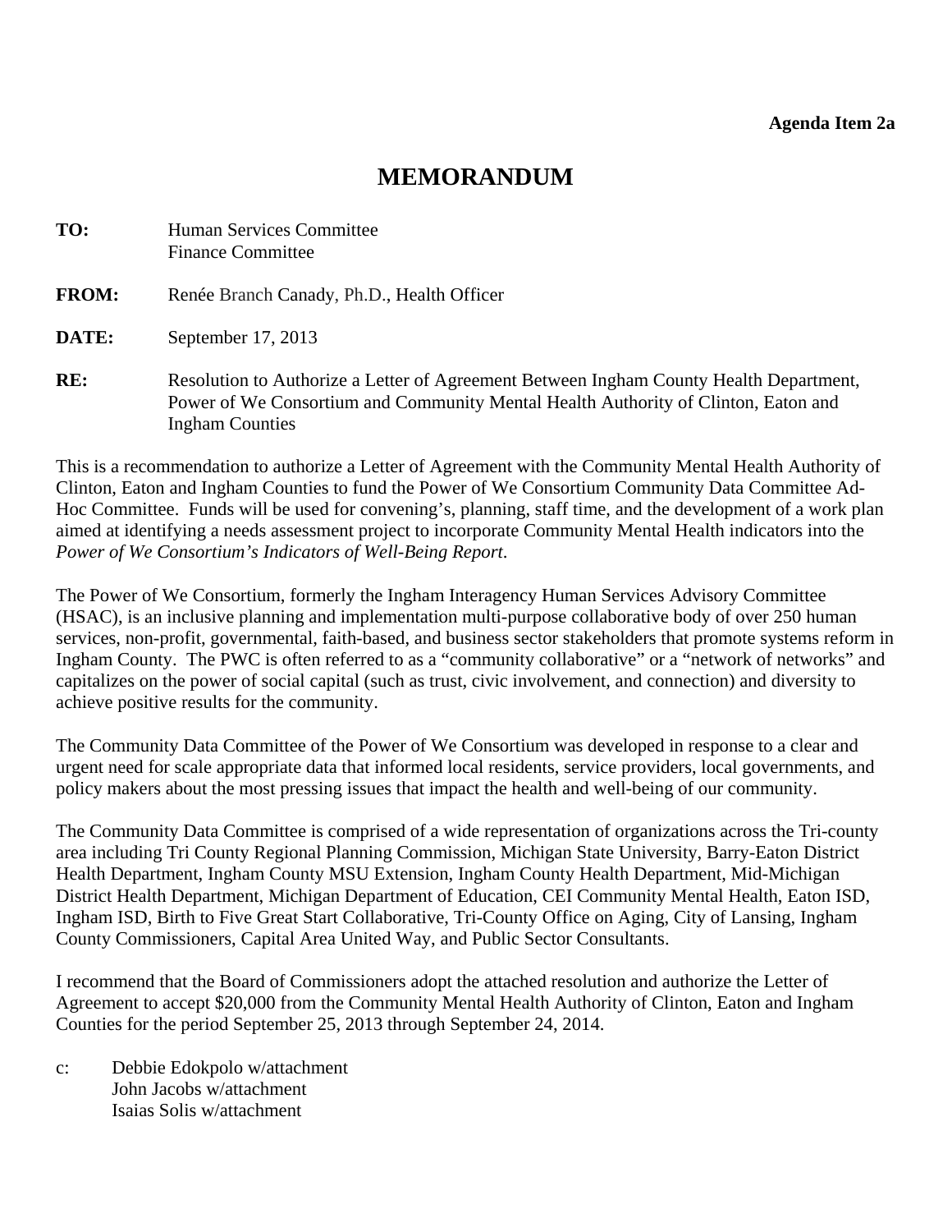**Agenda Item 2a**

# MEMORANDUM

**TO:** Human Services Committee
Finance Committee

**FROM:** Renée Branch Canady, Ph.D., Health Officer

**DATE:** September 17, 2013

**RE:** Resolution to Authorize a Letter of Agreement Between Ingham County Health Department, Power of We Consortium and Community Mental Health Authority of Clinton, Eaton and Ingham Counties

This is a recommendation to authorize a Letter of Agreement with the Community Mental Health Authority of Clinton, Eaton and Ingham Counties to fund the Power of We Consortium Community Data Committee Ad-Hoc Committee. Funds will be used for convening's, planning, staff time, and the development of a work plan aimed at identifying a needs assessment project to incorporate Community Mental Health indicators into the *Power of We Consortium's Indicators of Well-Being Report*.

The Power of We Consortium, formerly the Ingham Interagency Human Services Advisory Committee (HSAC), is an inclusive planning and implementation multi-purpose collaborative body of over 250 human services, non-profit, governmental, faith-based, and business sector stakeholders that promote systems reform in Ingham County. The PWC is often referred to as a "community collaborative" or a "network of networks" and capitalizes on the power of social capital (such as trust, civic involvement, and connection) and diversity to achieve positive results for the community.

The Community Data Committee of the Power of We Consortium was developed in response to a clear and urgent need for scale appropriate data that informed local residents, service providers, local governments, and policy makers about the most pressing issues that impact the health and well-being of our community.

The Community Data Committee is comprised of a wide representation of organizations across the Tri-county area including Tri County Regional Planning Commission, Michigan State University, Barry-Eaton District Health Department, Ingham County MSU Extension, Ingham County Health Department, Mid-Michigan District Health Department, Michigan Department of Education, CEI Community Mental Health, Eaton ISD, Ingham ISD, Birth to Five Great Start Collaborative, Tri-County Office on Aging, City of Lansing, Ingham County Commissioners, Capital Area United Way, and Public Sector Consultants.

I recommend that the Board of Commissioners adopt the attached resolution and authorize the Letter of Agreement to accept $20,000 from the Community Mental Health Authority of Clinton, Eaton and Ingham Counties for the period September 25, 2013 through September 24, 2014.

c: Debbie Edokpolo w/attachment
John Jacobs w/attachment
Isaias Solis w/attachment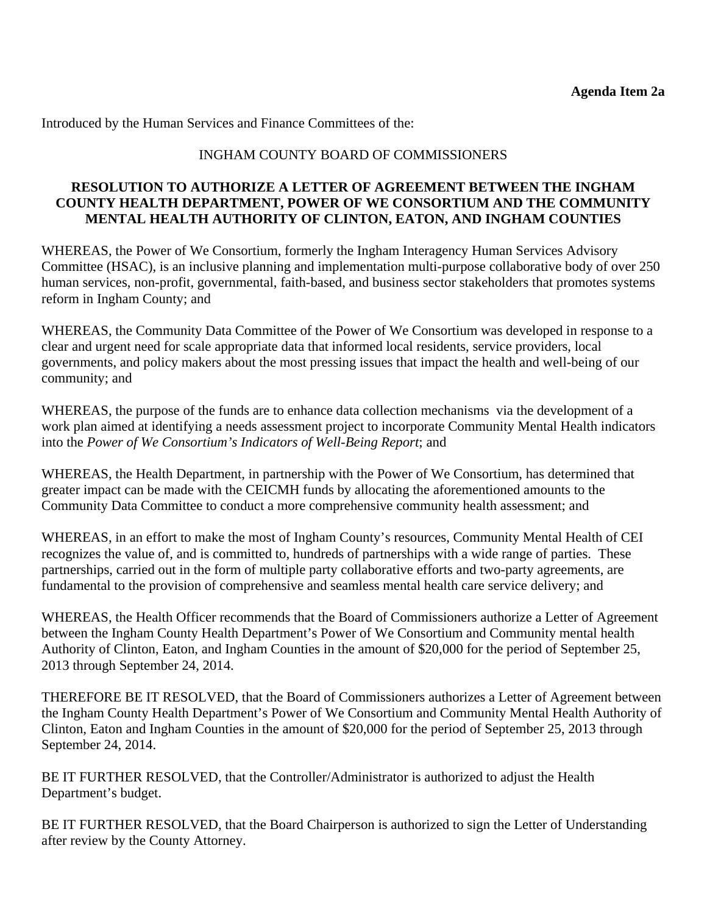**Agenda Item 2a**

Introduced by the Human Services and Finance Committees of the:

INGHAM COUNTY BOARD OF COMMISSIONERS

**RESOLUTION TO AUTHORIZE A LETTER OF AGREEMENT BETWEEN THE INGHAM COUNTY HEALTH DEPARTMENT, POWER OF WE CONSORTIUM AND THE COMMUNITY MENTAL HEALTH AUTHORITY OF CLINTON, EATON, AND INGHAM COUNTIES**

WHEREAS, the Power of We Consortium, formerly the Ingham Interagency Human Services Advisory Committee (HSAC), is an inclusive planning and implementation multi-purpose collaborative body of over 250 human services, non-profit, governmental, faith-based, and business sector stakeholders that promotes systems reform in Ingham County; and

WHEREAS, the Community Data Committee of the Power of We Consortium was developed in response to a clear and urgent need for scale appropriate data that informed local residents, service providers, local governments, and policy makers about the most pressing issues that impact the health and well-being of our community; and

WHEREAS, the purpose of the funds are to enhance data collection mechanisms via the development of a work plan aimed at identifying a needs assessment project to incorporate Community Mental Health indicators into the *Power of We Consortium's Indicators of Well-Being Report*; and

WHEREAS, the Health Department, in partnership with the Power of We Consortium, has determined that greater impact can be made with the CEICMH funds by allocating the aforementioned amounts to the Community Data Committee to conduct a more comprehensive community health assessment; and

WHEREAS, in an effort to make the most of Ingham County's resources, Community Mental Health of CEI recognizes the value of, and is committed to, hundreds of partnerships with a wide range of parties. These partnerships, carried out in the form of multiple party collaborative efforts and two-party agreements, are fundamental to the provision of comprehensive and seamless mental health care service delivery; and

WHEREAS, the Health Officer recommends that the Board of Commissioners authorize a Letter of Agreement between the Ingham County Health Department's Power of We Consortium and Community mental health Authority of Clinton, Eaton, and Ingham Counties in the amount of $20,000 for the period of September 25, 2013 through September 24, 2014.

THEREFORE BE IT RESOLVED, that the Board of Commissioners authorizes a Letter of Agreement between the Ingham County Health Department's Power of We Consortium and Community Mental Health Authority of Clinton, Eaton and Ingham Counties in the amount of $20,000 for the period of September 25, 2013 through September 24, 2014.

BE IT FURTHER RESOLVED, that the Controller/Administrator is authorized to adjust the Health Department's budget.

BE IT FURTHER RESOLVED, that the Board Chairperson is authorized to sign the Letter of Understanding after review by the County Attorney.